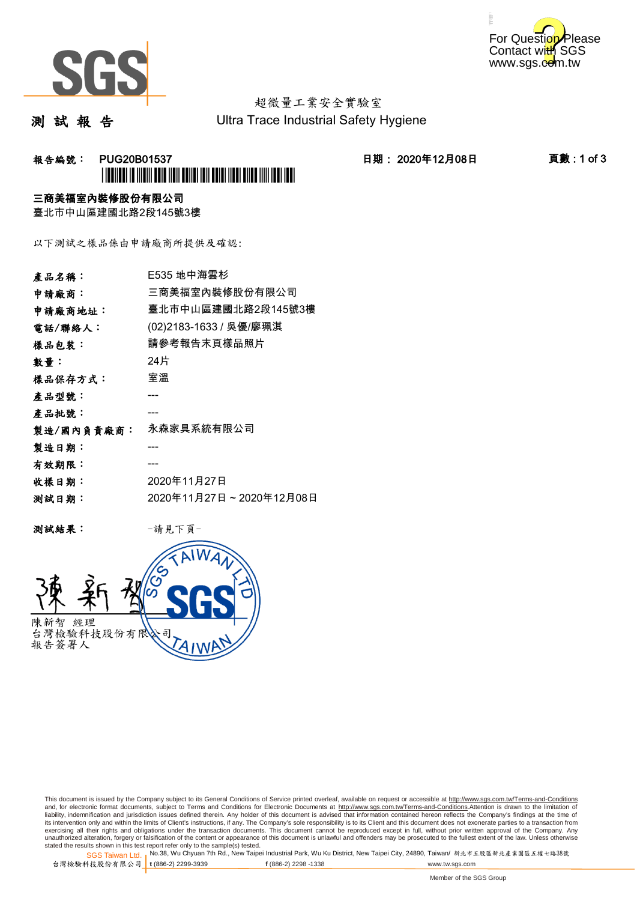For Question Please Contact with SGS www.sgs.com.tw

超微量工業安全實驗室
Ultra Trace Industrial Safety Hygiene

# 測 試 報 告

**報告編號： PUG20B01537**　　**日期： 2020年12月08日**

**三商美福室內裝修股份有限公司**
臺北市中山區建國北路2段145號3樓

以下測試之樣品係由申請廠商所提供及確認:

| | |
|---|---|
| **產品名稱：** | E535 地中海雲杉 |
| **申請廠商：** | 三商美福室內裝修股份有限公司 |
| **申請廠商地址：** | 臺北市中山區建國北路2段145號3樓 |
| **電話/聯絡人：** | (02)2183-1633 / 吳優/廖珮淇 |
| **樣品包裝：** | 請參考報告末頁樣品照片 |
| **數量：** | 24片 |
| **樣品保存方式：** | 室溫 |
| **產品型號：** | --- |
| **產品批號：** | --- |
| **製造/國內負責廠商：** | 永森家具系統有限公司 |
| **製造日期：** | --- |
| **有效期限：** | --- |
| **收樣日期：** | 2020年11月27日 |
| **測試日期：** | 2020年11月27日 ~ 2020年12月08日 |

**測試結果：** -請見下頁-

陳新智　經理
台灣檢驗科技股份有限公司
報告簽署人

This document is issued by the Company subject to its General Conditions of Service printed overleaf, available on request or accessible at http://www.sgs.com.tw/Terms-and-Conditions and, for electronic format documents, subject to Terms and Conditions for Electronic Documents at http://www.sgs.com.tw/Terms-and-Conditions.Attention is drawn to the limitation of liability, indemnification and jurisdiction issues defined therein. Any holder of this document is advised that information contained hereon reflects the Company's findings at the time of its intervention only and within the limits of Client's instructions, if any. The Company's sole responsibility is to its Client and this document does not exonerate parties to a transaction from exercising all their rights and obligations under the transaction documents. This document cannot be reproduced except in full, without prior written approval of the Company. Any unauthorized alteration, forgery or falsification of the content or appearance of this document is unlawful and offenders may be prosecuted to the fullest extent of the law. Unless otherwise stated the results shown in this test report refer only to the sample(s) tested.

SGS Taiwan Ltd. 台灣檢驗科技股份有限公司 | No.38, Wu Chyuan 7th Rd., New Taipei Industrial Park, Wu Ku District, New Taipei City, 24890, Taiwan/ 新北市五股區新北產業園區五權七路38號 t (886-2) 2299-3939 f (886-2) 2298 -1338 www.tw.sgs.com

Member of the SGS Group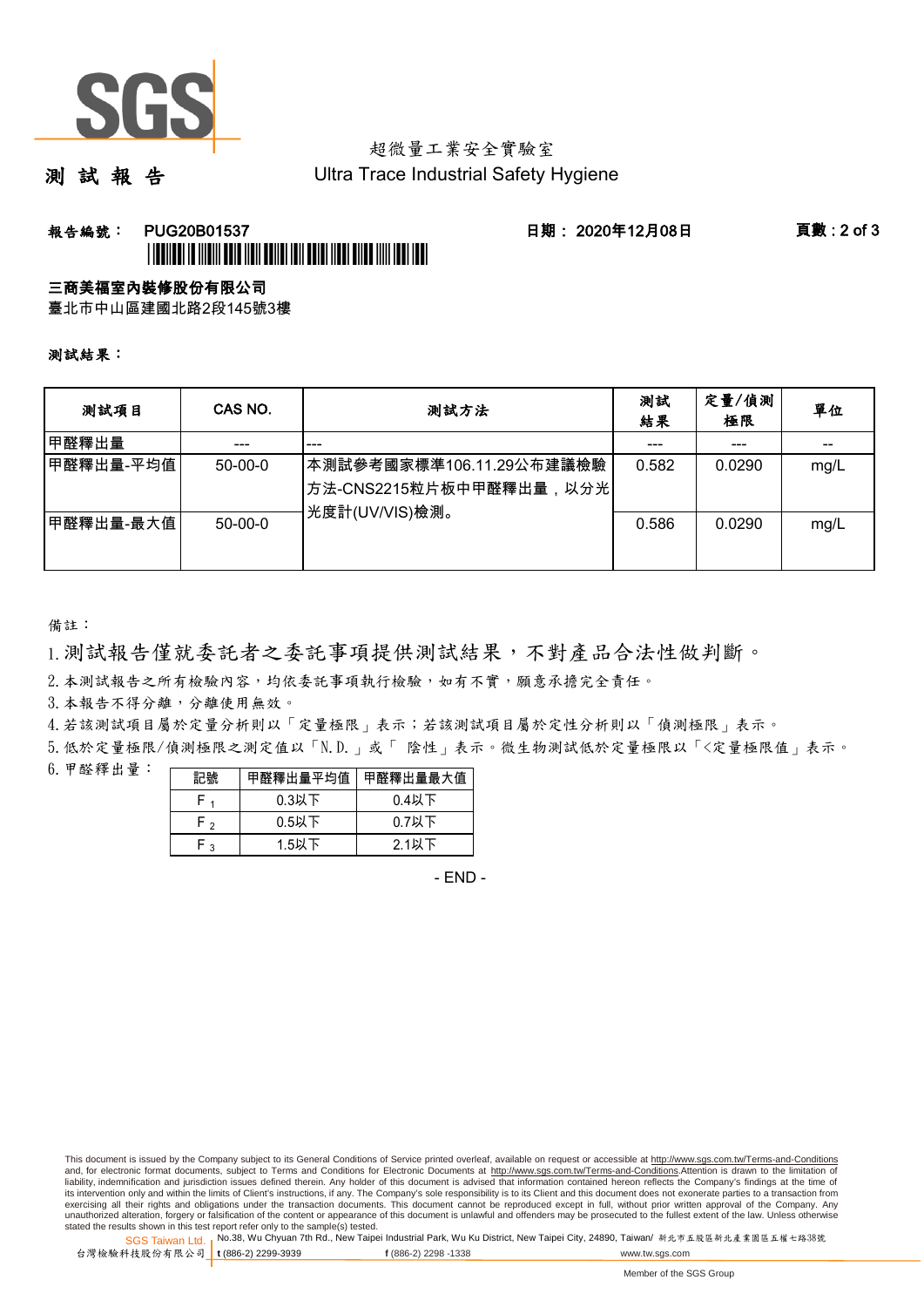超微量工業安全實驗室

# 測 試 報 告

Ultra Trace Industrial Safety Hygiene

**報告編號： PUG20B01537**　　**日期： 2020年12月08日**

**三商美福室內裝修股份有限公司**

臺北市中山區建國北路2段145號3樓

**測試結果：**

| 測試項目 | CAS NO. | 測試方法 | 測試結果 | 定量/偵測極限 | 單位 |
|---|---|---|---|---|---|
| 甲醛釋出量 | --- | --- | --- | --- | -- |
| 甲醛釋出量-平均值 | 50-00-0 | 本測試參考國家標準106.11.29公布建議檢驗方法-CNS2215粒片板中甲醛釋出量，以分光光度計(UV/VIS)檢測。 | 0.582 | 0.0290 | mg/L |
| 甲醛釋出量-最大值 | 50-00-0 | | 0.586 | 0.0290 | mg/L |

備註：

1. 測試報告僅就委託者之委託事項提供測試結果，不對產品合法性做判斷。
2. 本測試報告之所有檢驗內容，均依委託事項執行檢驗，如有不實，願意承擔完全責任。
3. 本報告不得分離，分離使用無效。
4. 若該測試項目屬於定量分析則以「定量極限」表示；若該測試項目屬於定性分析則以「偵測極限」表示。
5. 低於定量極限/偵測極限之測定值以「N.D.」或「 陰性」表示。微生物測試低於定量極限以「<定量極限值」表示。
6. 甲醛釋出量：

| 記號 | 甲醛釋出量平均值 | 甲醛釋出量最大值 |
|---|---|---|
| $F_1$ | 0.3以下 | 0.4以下 |
| $F_2$ | 0.5以下 | 0.7以下 |
| $F_3$ | 1.5以下 | 2.1以下 |

- END -

This document is issued by the Company subject to its General Conditions of Service printed overleaf, available on request or accessible at http://www.sgs.com.tw/Terms-and-Conditions and, for electronic format documents, subject to Terms and Conditions for Electronic Documents at http://www.sgs.com.tw/Terms-and-Conditions.Attention is drawn to the limitation of liability, indemnification and jurisdiction issues defined therein. Any holder of this document is advised that information contained hereon reflects the Company's findings at the time of its intervention only and within the limits of Client's instructions, if any. The Company's sole responsibility is to its Client and this document does not exonerate parties to a transaction from exercising all their rights and obligations under the transaction documents. This document cannot be reproduced except in full, without prior written approval of the Company. Any unauthorized alteration, forgery or falsification of the content or appearance of this document is unlawful and offenders may be prosecuted to the fullest extent of the law. Unless otherwise stated the results shown in this test report refer only to the sample(s) tested.

SGS Taiwan Ltd. 台灣檢驗科技股份有限公司 | No.38, Wu Chyuan 7th Rd., New Taipei Industrial Park, Wu Ku District, New Taipei City, 24890, Taiwan/ 新北市五股區新北產業園區五權七路38號 | t (886-2) 2299-3939 | f (886-2) 2298 -1338 | www.tw.sgs.com

Member of the SGS Group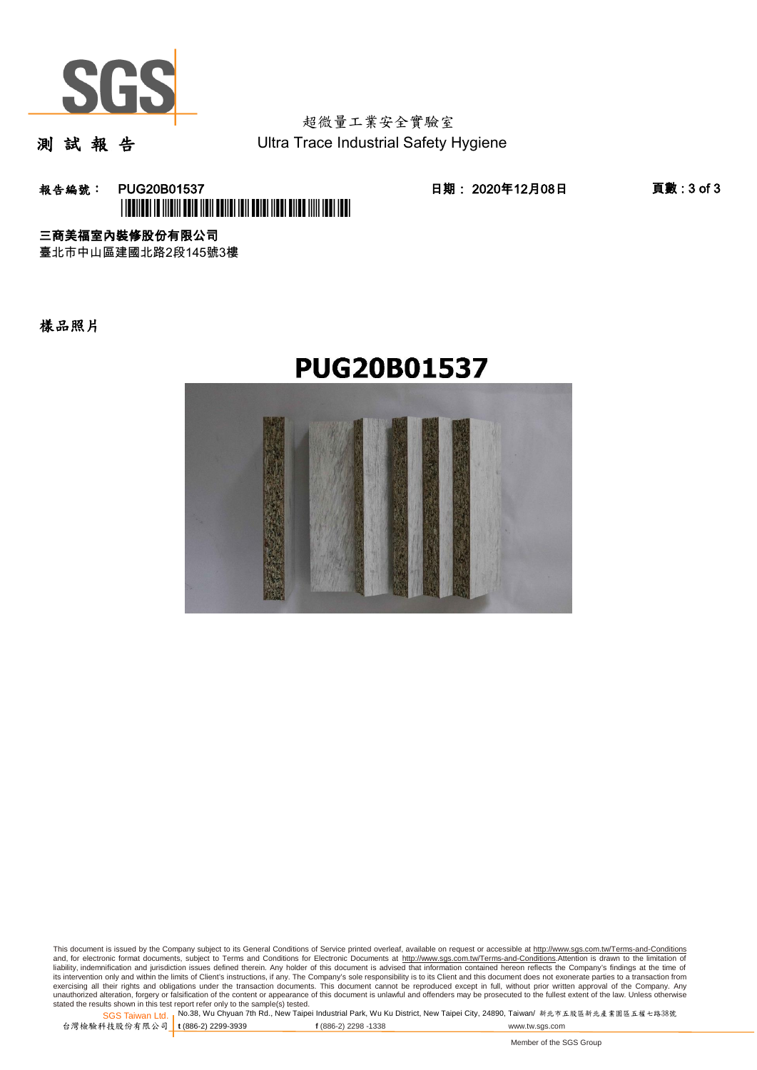# 測 試 報 告

超微量工業安全實驗室
Ultra Trace Industrial Safety Hygiene

**報告編號：** PUG20B01537 **日期：** 2020年12月08日

**三商美福室內裝修股份有限公司**
臺北市中山區建國北路2段145號3樓

## 樣品照片

PUG20B01537

This document is issued by the Company subject to its General Conditions of Service printed overleaf, available on request or accessible at http://www.sgs.com.tw/Terms-and-Conditions and, for electronic format documents, subject to Terms and Conditions for Electronic Documents at http://www.sgs.com.tw/Terms-and-Conditions.Attention is drawn to the limitation of liability, indemnification and jurisdiction issues defined therein. Any holder of this document is advised that information contained hereon reflects the Company's findings at the time of its intervention only and within the limits of Client's instructions, if any. The Company's sole responsibility is to its Client and this document does not exonerate parties to a transaction from exercising all their rights and obligations under the transaction documents. This document cannot be reproduced except in full, without prior written approval of the Company. Any unauthorized alteration, forgery or falsification of the content or appearance of this document is unlawful and offenders may be prosecuted to the fullest extent of the law. Unless otherwise stated the results shown in this test report refer only to the sample(s) tested.

SGS Taiwan Ltd. No.38, Wu Chyuan 7th Rd., New Taipei Industrial Park, Wu Ku District, New Taipei City, 24890, Taiwan/ 新北市五股區新北產業園區五權七路38號
台灣檢驗科技股份有限公司 t (886-2) 2299-3939 f (886-2) 2298 -1338 www.tw.sgs.com

Member of the SGS Group